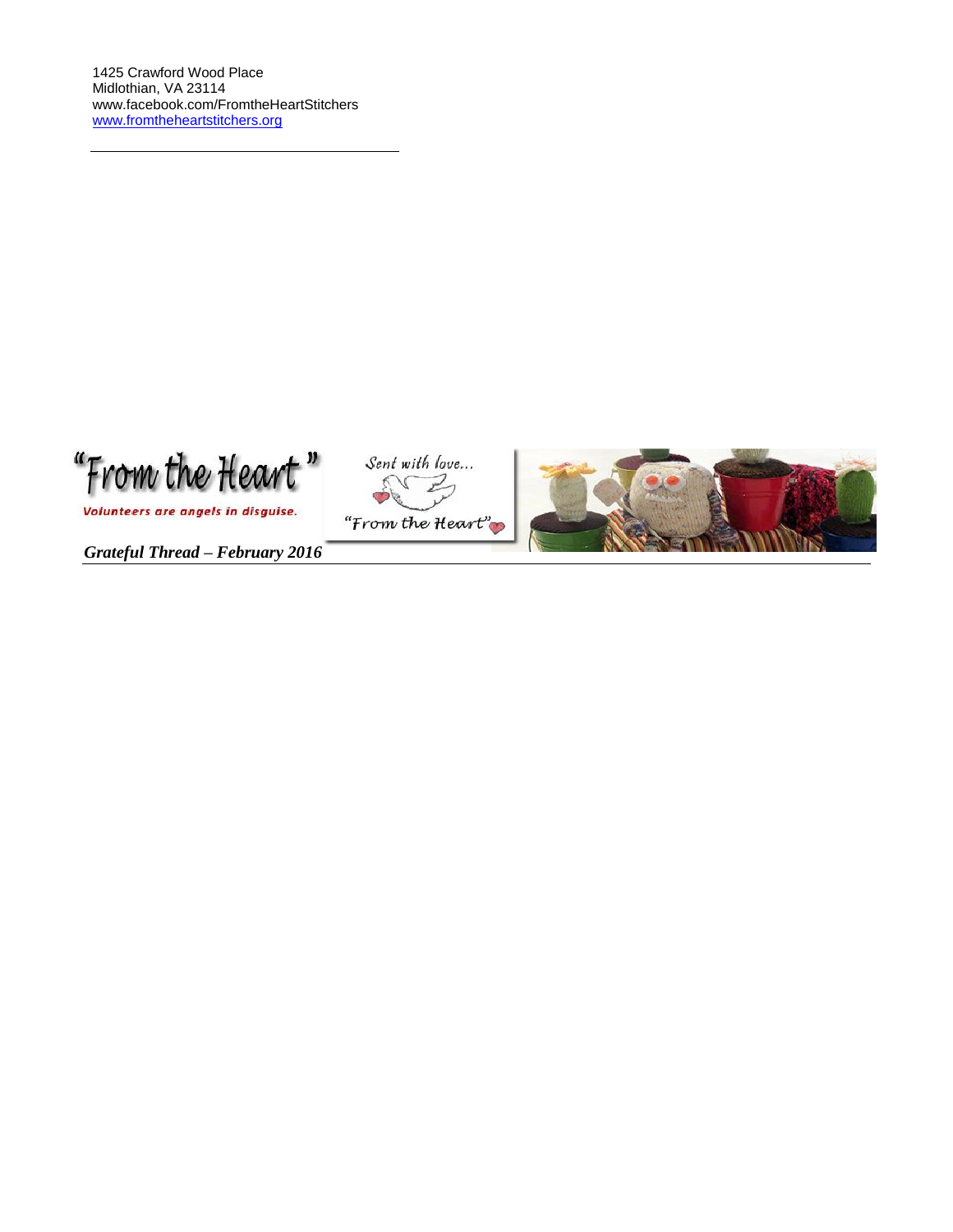1425 Crawford Wood Place
Midlothian, VA 23114
www.facebook.com/FromtheHeartStitchers
www.fromtheheartstitchers.org

"From the Heart"

Volunteers are angels in disguise.

Sent with love...

"From the Heart"

*Grateful Thread – February 2016*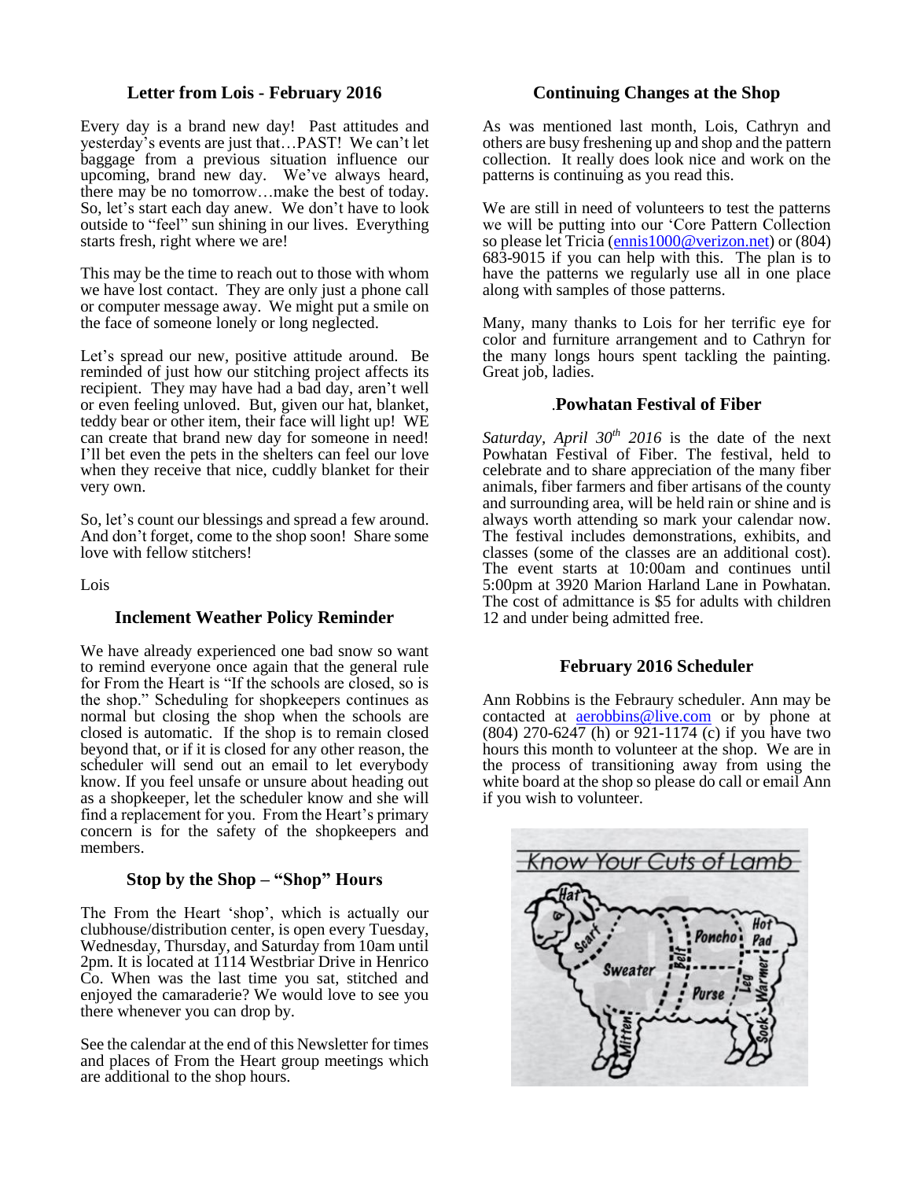## Letter from Lois - February 2016

Every day is a brand new day! Past attitudes and yesterday's events are just that…PAST! We can't let baggage from a previous situation influence our upcoming, brand new day. We've always heard, there may be no tomorrow…make the best of today. So, let's start each day anew. We don't have to look outside to "feel" sun shining in our lives. Everything starts fresh, right where we are!

This may be the time to reach out to those with whom we have lost contact. They are only just a phone call or computer message away. We might put a smile on the face of someone lonely or long neglected.

Let's spread our new, positive attitude around. Be reminded of just how our stitching project affects its recipient. They may have had a bad day, aren't well or even feeling unloved. But, given our hat, blanket, teddy bear or other item, their face will light up! WE can create that brand new day for someone in need! I'll bet even the pets in the shelters can feel our love when they receive that nice, cuddly blanket for their very own.

So, let's count our blessings and spread a few around. And don't forget, come to the shop soon! Share some love with fellow stitchers!

Lois

## Inclement Weather Policy Reminder

We have already experienced one bad snow so want to remind everyone once again that the general rule for From the Heart is "If the schools are closed, so is the shop." Scheduling for shopkeepers continues as normal but closing the shop when the schools are closed is automatic. If the shop is to remain closed beyond that, or if it is closed for any other reason, the scheduler will send out an email to let everybody know. If you feel unsafe or unsure about heading out as a shopkeeper, let the scheduler know and she will find a replacement for you. From the Heart's primary concern is for the safety of the shopkeepers and members.

## Stop by the Shop – "Shop" Hours

The From the Heart 'shop', which is actually our clubhouse/distribution center, is open every Tuesday, Wednesday, Thursday, and Saturday from 10am until 2pm. It is located at 1114 Westbriar Drive in Henrico Co. When was the last time you sat, stitched and enjoyed the camaraderie? We would love to see you there whenever you can drop by.

See the calendar at the end of this Newsletter for times and places of From the Heart group meetings which are additional to the shop hours.

## Continuing Changes at the Shop

As was mentioned last month, Lois, Cathryn and others are busy freshening up and shop and the pattern collection. It really does look nice and work on the patterns is continuing as you read this.

We are still in need of volunteers to test the patterns we will be putting into our 'Core Pattern Collection so please let Tricia (ennis1000@verizon.net) or (804) 683-9015 if you can help with this. The plan is to have the patterns we regularly use all in one place along with samples of those patterns.

Many, many thanks to Lois for her terrific eye for color and furniture arrangement and to Cathryn for the many longs hours spent tackling the painting. Great job, ladies.

## .Powhatan Festival of Fiber

*Saturday, April 30th 2016* is the date of the next Powhatan Festival of Fiber. The festival, held to celebrate and to share appreciation of the many fiber animals, fiber farmers and fiber artisans of the county and surrounding area, will be held rain or shine and is always worth attending so mark your calendar now. The festival includes demonstrations, exhibits, and classes (some of the classes are an additional cost). The event starts at 10:00am and continues until 5:00pm at 3920 Marion Harland Lane in Powhatan. The cost of admittance is $5 for adults with children 12 and under being admitted free.

## February 2016 Scheduler

Ann Robbins is the Febraury scheduler. Ann may be contacted at aerobbins@live.com or by phone at (804) 270-6247 (h) or 921-1174 (c) if you have two hours this month to volunteer at the shop. We are in the process of transitioning away from using the white board at the shop so please do call or email Ann if you wish to volunteer.

Know Your Cuts of Lamb

Hat, Scarf, Sweater, Belt, Poncho, Hot Pad, Purse, Leg Warmer, Mitten, Sock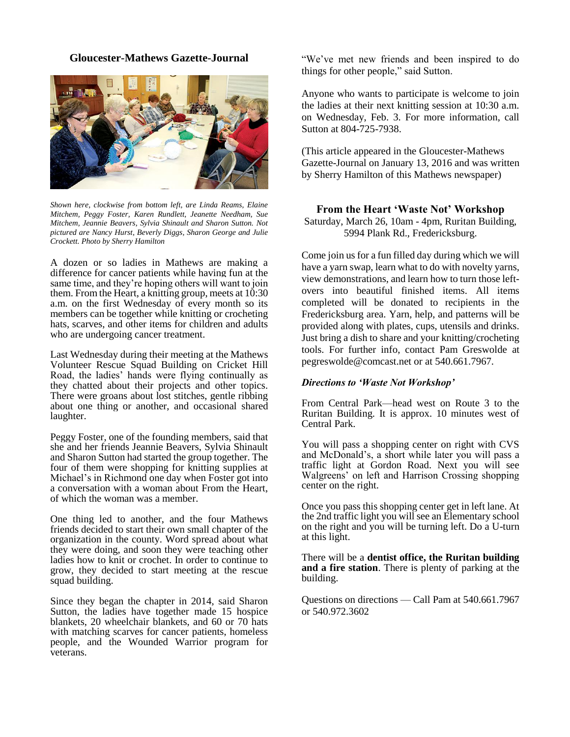## Gloucester-Mathews Gazette-Journal

*Shown here, clockwise from bottom left, are Linda Reams, Elaine Mitchem, Peggy Foster, Karen Rundlett, Jeanette Needham, Sue Mitchem, Jeannie Beavers, Sylvia Shinault and Sharon Sutton. Not pictured are Nancy Hurst, Beverly Diggs, Sharon George and Julie Crockett. Photo by Sherry Hamilton*

A dozen or so ladies in Mathews are making a difference for cancer patients while having fun at the same time, and they're hoping others will want to join them. From the Heart, a knitting group, meets at 10:30 a.m. on the first Wednesday of every month so its members can be together while knitting or crocheting hats, scarves, and other items for children and adults who are undergoing cancer treatment.

Last Wednesday during their meeting at the Mathews Volunteer Rescue Squad Building on Cricket Hill Road, the ladies' hands were flying continually as they chatted about their projects and other topics. There were groans about lost stitches, gentle ribbing about one thing or another, and occasional shared laughter.

Peggy Foster, one of the founding members, said that she and her friends Jeannie Beavers, Sylvia Shinault and Sharon Sutton had started the group together. The four of them were shopping for knitting supplies at Michael's in Richmond one day when Foster got into a conversation with a woman about From the Heart, of which the woman was a member.

One thing led to another, and the four Mathews friends decided to start their own small chapter of the organization in the county. Word spread about what they were doing, and soon they were teaching other ladies how to knit or crochet. In order to continue to grow, they decided to start meeting at the rescue squad building.

Since they began the chapter in 2014, said Sharon Sutton, the ladies have together made 15 hospice blankets, 20 wheelchair blankets, and 60 or 70 hats with matching scarves for cancer patients, homeless people, and the Wounded Warrior program for veterans.

"We've met new friends and been inspired to do things for other people," said Sutton.

Anyone who wants to participate is welcome to join the ladies at their next knitting session at 10:30 a.m. on Wednesday, Feb. 3. For more information, call Sutton at 804-725-7938.

(This article appeared in the Gloucester-Mathews Gazette-Journal on January 13, 2016 and was written by Sherry Hamilton of this Mathews newspaper)

## From the Heart 'Waste Not' Workshop

Saturday, March 26, 10am - 4pm, Ruritan Building, 5994 Plank Rd., Fredericksburg.

Come join us for a fun filled day during which we will have a yarn swap, learn what to do with novelty yarns, view demonstrations, and learn how to turn those left-overs into beautiful finished items. All items completed will be donated to recipients in the Fredericksburg area. Yarn, help, and patterns will be provided along with plates, cups, utensils and drinks. Just bring a dish to share and your knitting/crocheting tools. For further info, contact Pam Greswolde at pegreswolde@comcast.net or at 540.661.7967.

***Directions to 'Waste Not Workshop'***

From Central Park—head west on Route 3 to the Ruritan Building. It is approx. 10 minutes west of Central Park.

You will pass a shopping center on right with CVS and McDonald's, a short while later you will pass a traffic light at Gordon Road. Next you will see Walgreens' on left and Harrison Crossing shopping center on the right.

Once you pass this shopping center get in left lane. At the 2nd traffic light you will see an Elementary school on the right and you will be turning left. Do a U-turn at this light.

There will be a **dentist office, the Ruritan building and a fire station**. There is plenty of parking at the building.

Questions on directions — Call Pam at 540.661.7967 or 540.972.3602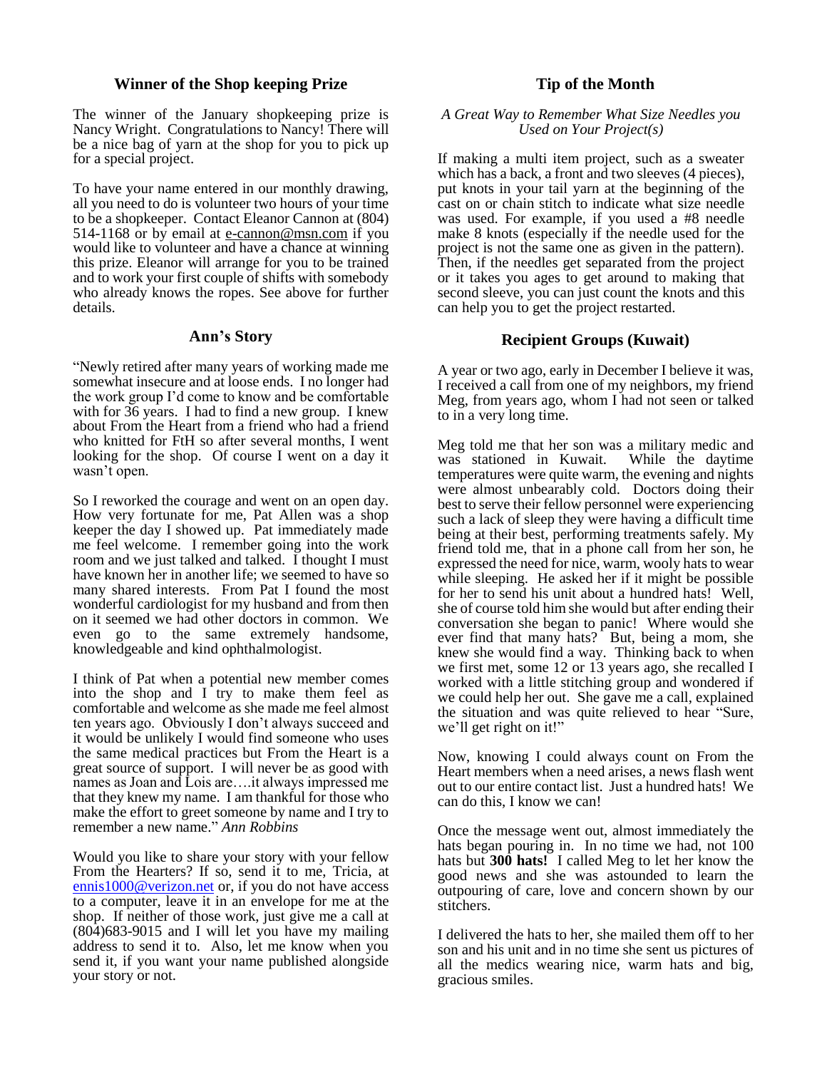## Winner of the Shop keeping Prize

The winner of the January shopkeeping prize is Nancy Wright. Congratulations to Nancy! There will be a nice bag of yarn at the shop for you to pick up for a special project.

To have your name entered in our monthly drawing, all you need to do is volunteer two hours of your time to be a shopkeeper. Contact Eleanor Cannon at (804) 514-1168 or by email at e-cannon@msn.com if you would like to volunteer and have a chance at winning this prize. Eleanor will arrange for you to be trained and to work your first couple of shifts with somebody who already knows the ropes. See above for further details.

## Ann's Story

"Newly retired after many years of working made me somewhat insecure and at loose ends. I no longer had the work group I'd come to know and be comfortable with for 36 years. I had to find a new group. I knew about From the Heart from a friend who had a friend who knitted for FtH so after several months, I went looking for the shop. Of course I went on a day it wasn't open.

So I reworked the courage and went on an open day. How very fortunate for me, Pat Allen was a shop keeper the day I showed up. Pat immediately made me feel welcome. I remember going into the work room and we just talked and talked. I thought I must have known her in another life; we seemed to have so many shared interests. From Pat I found the most wonderful cardiologist for my husband and from then on it seemed we had other doctors in common. We even go to the same extremely handsome, knowledgeable and kind ophthalmologist.

I think of Pat when a potential new member comes into the shop and I try to make them feel as comfortable and welcome as she made me feel almost ten years ago. Obviously I don't always succeed and it would be unlikely I would find someone who uses the same medical practices but From the Heart is a great source of support. I will never be as good with names as Joan and Lois are….it always impressed me that they knew my name. I am thankful for those who make the effort to greet someone by name and I try to remember a new name." *Ann Robbins*

Would you like to share your story with your fellow From the Hearters? If so, send it to me, Tricia, at ennis1000@verizon.net or, if you do not have access to a computer, leave it in an envelope for me at the shop. If neither of those work, just give me a call at (804)683-9015 and I will let you have my mailing address to send it to. Also, let me know when you send it, if you want your name published alongside your story or not.

## Tip of the Month

*A Great Way to Remember What Size Needles you Used on Your Project(s)*

If making a multi item project, such as a sweater which has a back, a front and two sleeves (4 pieces), put knots in your tail yarn at the beginning of the cast on or chain stitch to indicate what size needle was used. For example, if you used a #8 needle make 8 knots (especially if the needle used for the project is not the same one as given in the pattern). Then, if the needles get separated from the project or it takes you ages to get around to making that second sleeve, you can just count the knots and this can help you to get the project restarted.

## Recipient Groups (Kuwait)

A year or two ago, early in December I believe it was, I received a call from one of my neighbors, my friend Meg, from years ago, whom I had not seen or talked to in a very long time.

Meg told me that her son was a military medic and was stationed in Kuwait. While the daytime temperatures were quite warm, the evening and nights were almost unbearably cold. Doctors doing their best to serve their fellow personnel were experiencing such a lack of sleep they were having a difficult time being at their best, performing treatments safely. My friend told me, that in a phone call from her son, he expressed the need for nice, warm, wooly hats to wear while sleeping. He asked her if it might be possible for her to send his unit about a hundred hats! Well, she of course told him she would but after ending their conversation she began to panic! Where would she ever find that many hats? But, being a mom, she knew she would find a way. Thinking back to when we first met, some 12 or 13 years ago, she recalled I worked with a little stitching group and wondered if we could help her out. She gave me a call, explained the situation and was quite relieved to hear "Sure, we'll get right on it!"

Now, knowing I could always count on From the Heart members when a need arises, a news flash went out to our entire contact list. Just a hundred hats! We can do this, I know we can!

Once the message went out, almost immediately the hats began pouring in. In no time we had, not 100 hats but **300 hats!** I called Meg to let her know the good news and she was astounded to learn the outpouring of care, love and concern shown by our stitchers.

I delivered the hats to her, she mailed them off to her son and his unit and in no time she sent us pictures of all the medics wearing nice, warm hats and big, gracious smiles.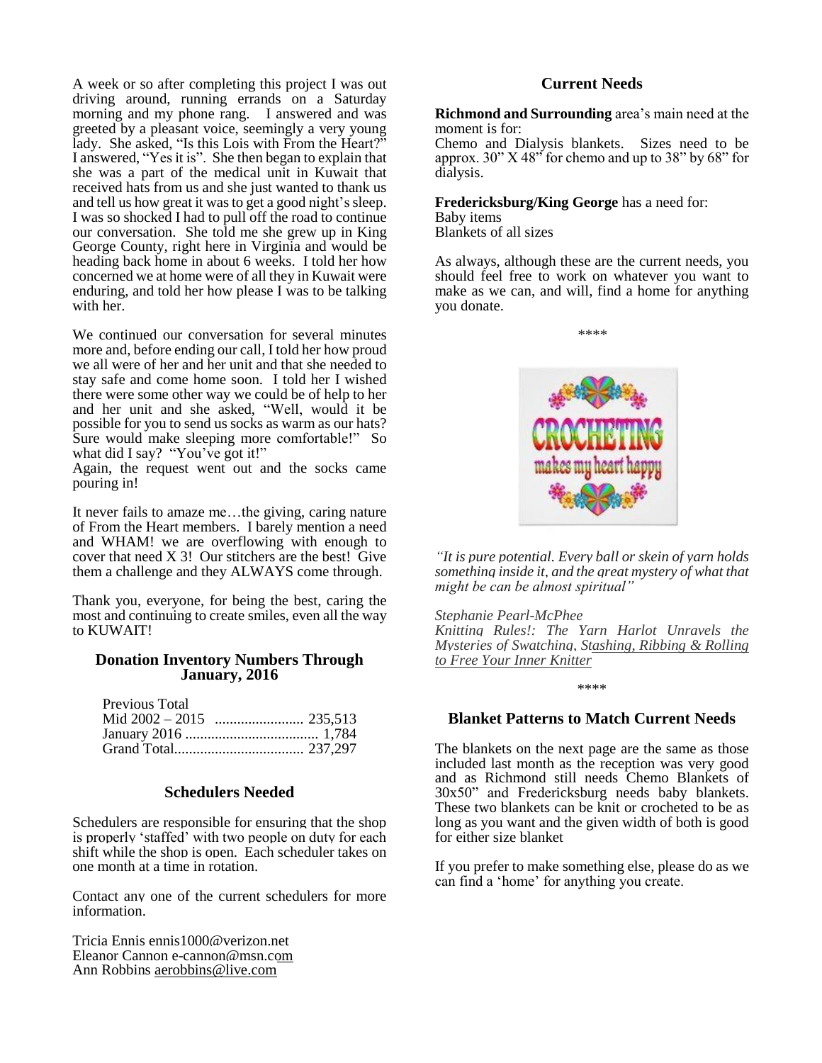A week or so after completing this project I was out driving around, running errands on a Saturday morning and my phone rang. I answered and was greeted by a pleasant voice, seemingly a very young lady. She asked, "Is this Lois with From the Heart?" I answered, "Yes it is". She then began to explain that she was a part of the medical unit in Kuwait that received hats from us and she just wanted to thank us and tell us how great it was to get a good night's sleep. I was so shocked I had to pull off the road to continue our conversation. She told me she grew up in King George County, right here in Virginia and would be heading back home in about 6 weeks. I told her how concerned we at home were of all they in Kuwait were enduring, and told her how please I was to be talking with her.

We continued our conversation for several minutes more and, before ending our call, I told her how proud we all were of her and her unit and that she needed to stay safe and come home soon. I told her I wished there were some other way we could be of help to her and her unit and she asked, "Well, would it be possible for you to send us socks as warm as our hats? Sure would make sleeping more comfortable!" So what did I say? "You've got it!"
Again, the request went out and the socks came pouring in!

It never fails to amaze me…the giving, caring nature of From the Heart members. I barely mention a need and WHAM! we are overflowing with enough to cover that need X 3! Our stitchers are the best! Give them a challenge and they ALWAYS come through.

Thank you, everyone, for being the best, caring the most and continuing to create smiles, even all the way to KUWAIT!

## Donation Inventory Numbers Through January, 2016

| Previous Total | |
|---|---|
| Mid 2002 – 2015 | 235,513 |
| January 2016 | 1,784 |
| Grand Total | 237,297 |

## Schedulers Needed

Schedulers are responsible for ensuring that the shop is properly 'staffed' with two people on duty for each shift while the shop is open. Each scheduler takes on one month at a time in rotation.

Contact any one of the current schedulers for more information.

Tricia Ennis ennis1000@verizon.net
Eleanor Cannon e-cannon@msn.com
Ann Robbins aerobbins@live.com

## Current Needs

**Richmond and Surrounding** area's main need at the moment is for:
Chemo and Dialysis blankets. Sizes need to be approx. 30" X 48" for chemo and up to 38" by 68" for dialysis.

**Fredericksburg/King George** has a need for:
Baby items
Blankets of all sizes

As always, although these are the current needs, you should feel free to work on whatever you want to make as we can, and will, find a home for anything you donate.

\*\*\*\*

CROCHETING makes my heart happy

*"It is pure potential. Every ball or skein of yarn holds something inside it, and the great mystery of what that might be can be almost spiritual"*

*Stephanie Pearl-McPhee*
*Knitting Rules!: The Yarn Harlot Unravels the Mysteries of Swatching, Stashing, Ribbing & Rolling to Free Your Inner Knitter*

\*\*\*\*

## Blanket Patterns to Match Current Needs

The blankets on the next page are the same as those included last month as the reception was very good and as Richmond still needs Chemo Blankets of 30x50" and Fredericksburg needs baby blankets. These two blankets can be knit or crocheted to be as long as you want and the given width of both is good for either size blanket

If you prefer to make something else, please do as we can find a 'home' for anything you create.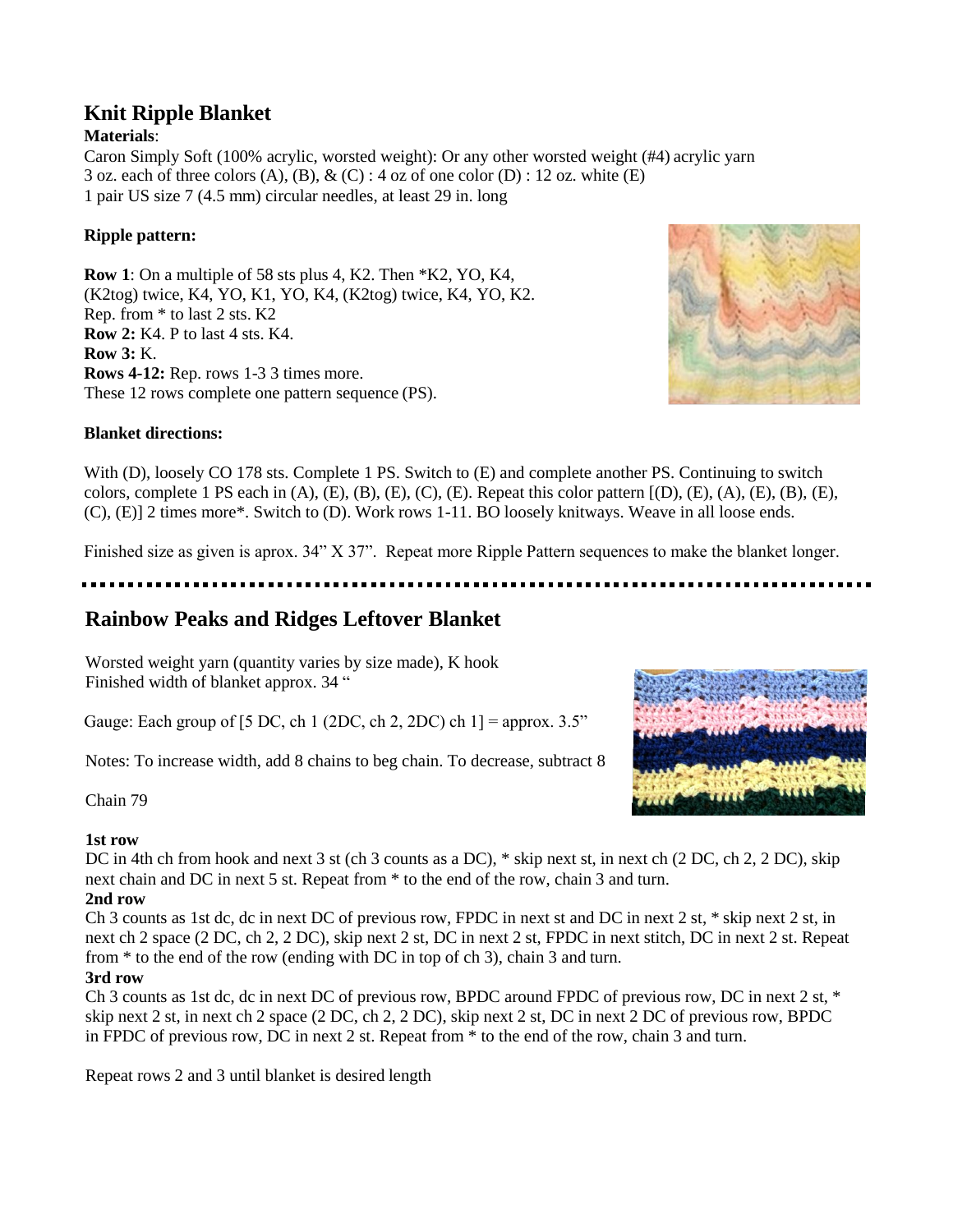## Knit Ripple Blanket

**Materials**:
Caron Simply Soft (100% acrylic, worsted weight): Or any other worsted weight (#4) acrylic yarn
3 oz. each of three colors (A), (B), & (C) : 4 oz of one color (D) : 12 oz. white (E)
1 pair US size 7 (4.5 mm) circular needles, at least 29 in. long

**Ripple pattern:**

**Row 1**: On a multiple of 58 sts plus 4, K2. Then *K2, YO, K4, (K2tog) twice, K4, YO, K1, YO, K4, (K2tog) twice, K4, YO, K2. Rep. from * to last 2 sts. K2
**Row 2:** K4. P to last 4 sts. K4.
**Row 3:** K.
**Rows 4-12:** Rep. rows 1-3 3 times more.
These 12 rows complete one pattern sequence (PS).

**Blanket directions:**

With (D), loosely CO 178 sts. Complete 1 PS. Switch to (E) and complete another PS. Continuing to switch colors, complete 1 PS each in (A), (E), (B), (E), (C), (E). Repeat this color pattern [(D), (E), (A), (E), (B), (E), (C), (E)] 2 times more*. Switch to (D). Work rows 1-11. BO loosely knitways. Weave in all loose ends.

Finished size as given is aprox. 34" X 37". Repeat more Ripple Pattern sequences to make the blanket longer.

---

## Rainbow Peaks and Ridges Leftover Blanket

Worsted weight yarn (quantity varies by size made), K hook
Finished width of blanket approx. 34 "

Gauge: Each group of [5 DC, ch 1 (2DC, ch 2, 2DC) ch 1] = approx. 3.5"

Notes: To increase width, add 8 chains to beg chain. To decrease, subtract 8

Chain 79

**1st row**
DC in 4th ch from hook and next 3 st (ch 3 counts as a DC), * skip next st, in next ch (2 DC, ch 2, 2 DC), skip next chain and DC in next 5 st. Repeat from * to the end of the row, chain 3 and turn.

**2nd row**
Ch 3 counts as 1st dc, dc in next DC of previous row, FPDC in next st and DC in next 2 st, * skip next 2 st, in next ch 2 space (2 DC, ch 2, 2 DC), skip next 2 st, DC in next 2 st, FPDC in next stitch, DC in next 2 st. Repeat from * to the end of the row (ending with DC in top of ch 3), chain 3 and turn.

**3rd row**
Ch 3 counts as 1st dc, dc in next DC of previous row, BPDC around FPDC of previous row, DC in next 2 st, * skip next 2 st, in next ch 2 space (2 DC, ch 2, 2 DC), skip next 2 st, DC in next 2 DC of previous row, BPDC in FPDC of previous row, DC in next 2 st. Repeat from * to the end of the row, chain 3 and turn.

Repeat rows 2 and 3 until blanket is desired length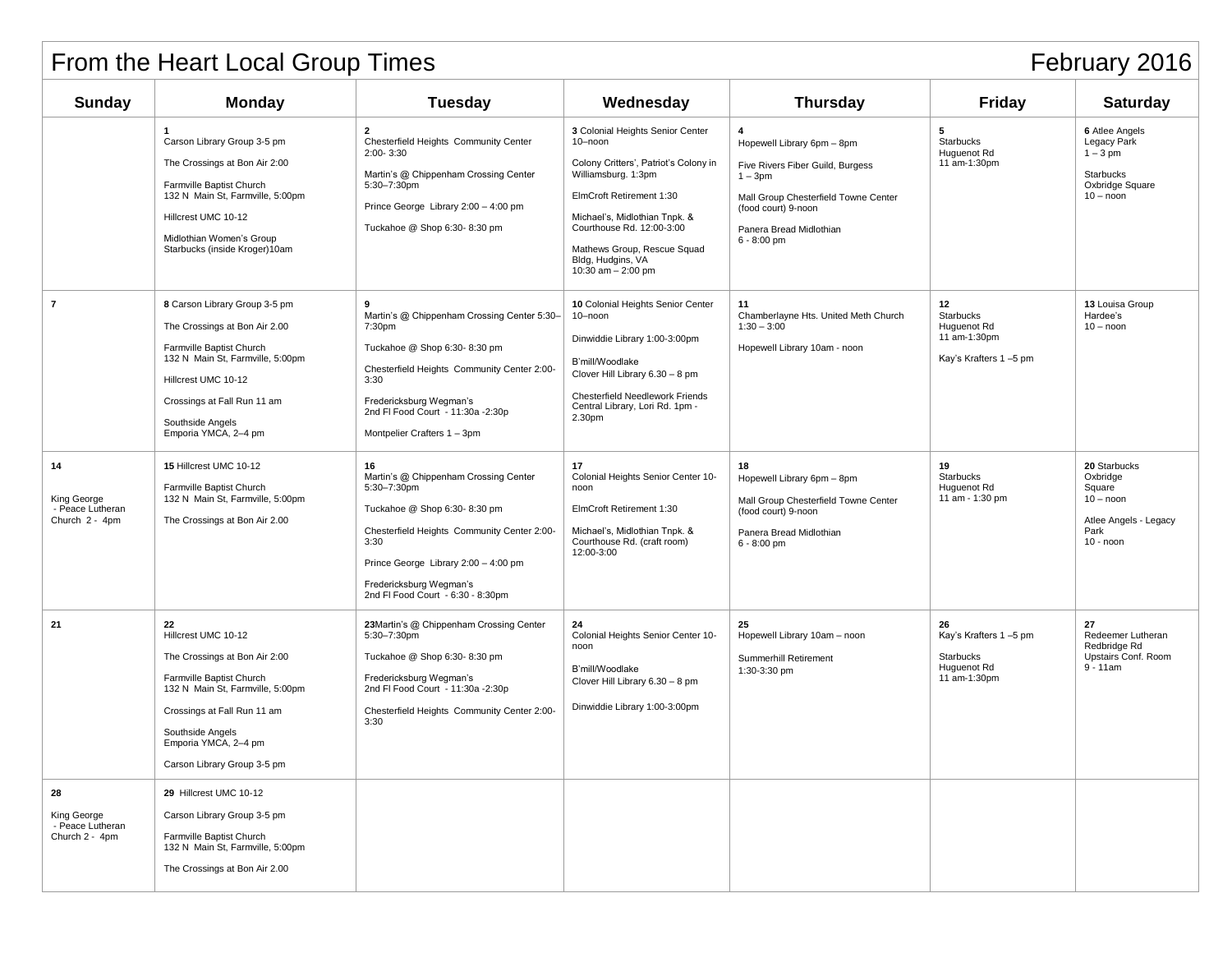# From the Heart Local Group Times — February 2016

| Sunday | Monday | Tuesday | Wednesday | Thursday | Friday | Saturday |
|---|---|---|---|---|---|---|
| | **1** Carson Library Group 3-5 pm<br><br>The Crossings at Bon Air 2:00<br><br>Farmville Baptist Church 132 N Main St, Farmville, 5:00pm<br><br>Hillcrest UMC 10-12<br><br>Midlothian Women's Group Starbucks (inside Kroger)10am | **2** Chesterfield Heights Community Center 2:00- 3:30<br><br>Martin's @ Chippenham Crossing Center 5:30–7:30pm<br><br>Prince George Library 2:00 – 4:00 pm<br><br>Tuckahoe @ Shop 6:30- 8:30 pm | **3** Colonial Heights Senior Center 10–noon<br><br>Colony Critters', Patriot's Colony in Williamsburg. 1:3pm<br><br>ElmCroft Retirement 1:30<br><br>Michael's, Midlothian Tnpk. & Courthouse Rd. 12:00-3:00<br><br>Mathews Group, Rescue Squad Bldg, Hudgins, VA 10:30 am – 2:00 pm | **4** Hopewell Library 6pm – 8pm<br><br>Five Rivers Fiber Guild, Burgess 1 – 3pm<br><br>Mall Group Chesterfield Towne Center (food court) 9-noon<br><br>Panera Bread Midlothian 6 - 8:00 pm | **5** Starbucks Huguenot Rd 11 am-1:30pm | **6** Atlee Angels Legacy Park 1 – 3 pm<br><br>Starbucks Oxbridge Square 10 – noon |
| **7** | **8** Carson Library Group 3-5 pm<br><br>The Crossings at Bon Air 2.00<br><br>Farmville Baptist Church 132 N Main St, Farmville, 5:00pm<br><br>Hillcrest UMC 10-12<br><br>Crossings at Fall Run 11 am<br><br>Southside Angels Emporia YMCA, 2–4 pm | **9** Martin's @ Chippenham Crossing Center 5:30–7:30pm<br><br>Tuckahoe @ Shop 6:30- 8:30 pm<br><br>Chesterfield Heights Community Center 2:00- 3:30<br><br>Fredericksburg Wegman's 2nd Fl Food Court - 11:30a -2:30p<br><br>Montpelier Crafters 1 – 3pm | **10** Colonial Heights Senior Center 10–noon<br><br>Dinwiddie Library 1:00-3:00pm<br><br>B'mill/Woodlake Clover Hill Library 6.30 – 8 pm<br><br>Chesterfield Needlework Friends Central Library, Lori Rd. 1pm - 2.30pm | **11** Chamberlayne Hts. United Meth Church 1:30 – 3:00<br><br>Hopewell Library 10am - noon | **12** Starbucks Huguenot Rd 11 am-1:30pm<br><br>Kay's Krafters 1 –5 pm | **13** Louisa Group Hardee's 10 – noon |
| **14**<br><br>King George - Peace Lutheran Church 2 - 4pm | **15** Hillcrest UMC 10-12<br><br>Farmville Baptist Church 132 N Main St, Farmville, 5:00pm<br><br>The Crossings at Bon Air 2.00 | **16** Martin's @ Chippenham Crossing Center 5:30–7:30pm<br><br>Tuckahoe @ Shop 6:30- 8:30 pm<br><br>Chesterfield Heights Community Center 2:00- 3:30<br><br>Prince George Library 2:00 – 4:00 pm<br><br>Fredericksburg Wegman's 2nd Fl Food Court - 6:30 - 8:30pm | **17** Colonial Heights Senior Center 10- noon<br><br>ElmCroft Retirement 1:30<br><br>Michael's, Midlothian Tnpk. & Courthouse Rd. (craft room) 12:00-3:00 | **18** Hopewell Library 6pm – 8pm<br><br>Mall Group Chesterfield Towne Center (food court) 9-noon<br><br>Panera Bread Midlothian 6 - 8:00 pm | **19** Starbucks Huguenot Rd 11 am - 1:30 pm | **20** Starbucks Oxbridge Square 10 – noon<br><br>Atlee Angels - Legacy Park 10 - noon |
| **21** | **22** Hillcrest UMC 10-12<br><br>The Crossings at Bon Air 2:00<br><br>Farmville Baptist Church 132 N Main St, Farmville, 5:00pm<br><br>Crossings at Fall Run 11 am<br><br>Southside Angels Emporia YMCA, 2–4 pm<br><br>Carson Library Group 3-5 pm | **23** Martin's @ Chippenham Crossing Center 5:30–7:30pm<br><br>Tuckahoe @ Shop 6:30- 8:30 pm<br><br>Fredericksburg Wegman's 2nd Fl Food Court - 11:30a -2:30p<br><br>Chesterfield Heights Community Center 2:00- 3:30 | **24** Colonial Heights Senior Center 10- noon<br><br>B'mill/Woodlake Clover Hill Library 6.30 – 8 pm<br><br>Dinwiddie Library 1:00-3:00pm | **25** Hopewell Library 10am – noon<br><br>Summerhill Retirement 1:30-3:30 pm | **26** Kay's Krafters 1 –5 pm<br><br>Starbucks Huguenot Rd 11 am-1:30pm | **27** Redeemer Lutheran Redbridge Rd Upstairs Conf. Room 9 - 11am |
| **28**<br><br>King George - Peace Lutheran Church 2 - 4pm | **29** Hillcrest UMC 10-12<br><br>Carson Library Group 3-5 pm<br><br>Farmville Baptist Church 132 N Main St, Farmville, 5:00pm<br><br>The Crossings at Bon Air 2.00 | | | | | |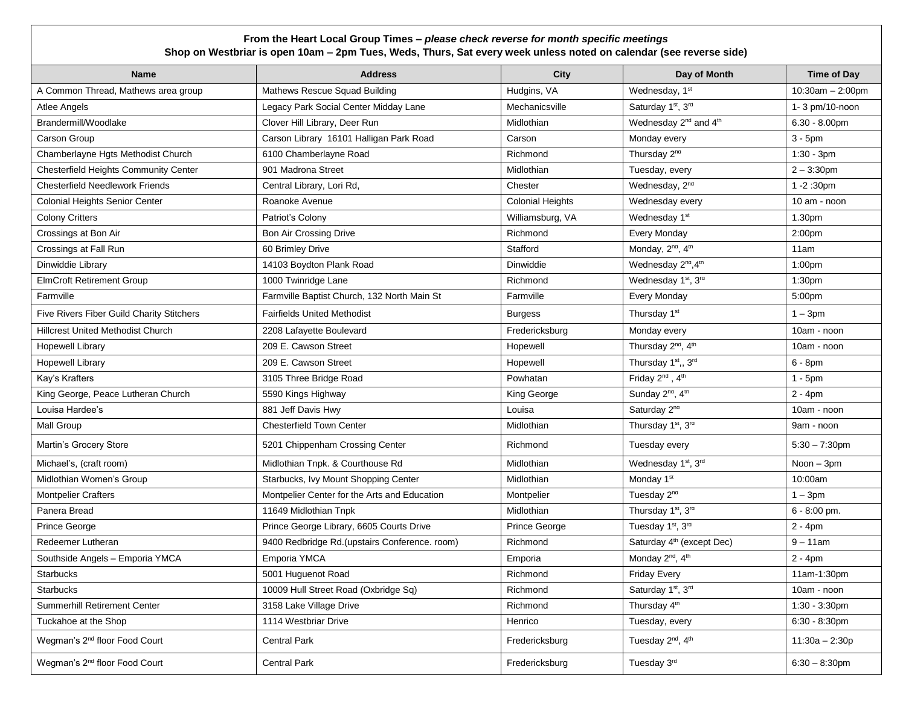**From the Heart Local Group Times –** ***please check reverse for month specific meetings***
**Shop on Westbriar is open 10am – 2pm Tues, Weds, Thurs, Sat every week unless noted on calendar (see reverse side)**

| Name | Address | City | Day of Month | Time of Day |
|---|---|---|---|---|
| A Common Thread, Mathews area group | Mathews Rescue Squad Building | Hudgins, VA | Wednesday, 1st | 10:30am – 2:00pm |
| Atlee Angels | Legacy Park Social Center Midday Lane | Mechanicsville | Saturday 1st, 3rd | 1- 3 pm/10-noon |
| Brandermill/Woodlake | Clover Hill Library, Deer Run | Midlothian | Wednesday 2nd and 4th | 6.30 - 8.00pm |
| Carson Group | Carson Library 16101 Halligan Park Road | Carson | Monday every | 3 - 5pm |
| Chamberlayne Hgts Methodist Church | 6100 Chamberlayne Road | Richmond | Thursday 2nd | 1:30 - 3pm |
| Chesterfield Heights Community Center | 901 Madrona Street | Midlothian | Tuesday, every | 2 – 3:30pm |
| Chesterfield Needlework Friends | Central Library, Lori Rd, | Chester | Wednesday, 2nd | 1 -2 :30pm |
| Colonial Heights Senior Center | Roanoke Avenue | Colonial Heights | Wednesday every | 10 am - noon |
| Colony Critters | Patriot's Colony | Williamsburg, VA | Wednesday 1st | 1.30pm |
| Crossings at Bon Air | Bon Air Crossing Drive | Richmond | Every Monday | 2:00pm |
| Crossings at Fall Run | 60 Brimley Drive | Stafford | Monday, 2nd, 4th | 11am |
| Dinwiddie Library | 14103 Boydton Plank Road | Dinwiddie | Wednesday 2nd,4th | 1:00pm |
| ElmCroft Retirement Group | 1000 Twinridge Lane | Richmond | Wednesday 1st, 3rd | 1:30pm |
| Farmville | Farmville Baptist Church, 132 North Main St | Farmville | Every Monday | 5:00pm |
| Five Rivers Fiber Guild Charity Stitchers | Fairfields United Methodist | Burgess | Thursday 1st | 1 – 3pm |
| Hillcrest United Methodist Church | 2208 Lafayette Boulevard | Fredericksburg | Monday every | 10am - noon |
| Hopewell Library | 209 E. Cawson Street | Hopewell | Thursday 2nd, 4th | 10am - noon |
| Hopewell Library | 209 E. Cawson Street | Hopewell | Thursday 1st,, 3rd | 6 - 8pm |
| Kay's Krafters | 3105 Three Bridge Road | Powhatan | Friday 2nd , 4th | 1 - 5pm |
| King George, Peace Lutheran Church | 5590 Kings Highway | King George | Sunday 2nd, 4th | 2 - 4pm |
| Louisa Hardee's | 881 Jeff Davis Hwy | Louisa | Saturday 2nd | 10am - noon |
| Mall Group | Chesterfield Town Center | Midlothian | Thursday 1st, 3rd | 9am - noon |
| Martin's Grocery Store | 5201 Chippenham Crossing Center | Richmond | Tuesday every | 5:30 – 7:30pm |
| Michael's, (craft room) | Midlothian Tnpk. & Courthouse Rd | Midlothian | Wednesday 1st, 3rd | Noon – 3pm |
| Midlothian Women's Group | Starbucks, Ivy Mount Shopping Center | Midlothian | Monday 1st | 10:00am |
| Montpelier Crafters | Montpelier Center for the Arts and Education | Montpelier | Tuesday 2nd | 1 – 3pm |
| Panera Bread | 11649 Midlothian Tnpk | Midlothian | Thursday 1st, 3rd | 6 - 8:00 pm. |
| Prince George | Prince George Library, 6605 Courts Drive | Prince George | Tuesday 1st, 3rd | 2 - 4pm |
| Redeemer Lutheran | 9400 Redbridge Rd.(upstairs Conference. room) | Richmond | Saturday 4th (except Dec) | 9 – 11am |
| Southside Angels – Emporia YMCA | Emporia YMCA | Emporia | Monday 2nd, 4th | 2 - 4pm |
| Starbucks | 5001 Huguenot Road | Richmond | Friday Every | 11am-1:30pm |
| Starbucks | 10009 Hull Street Road (Oxbridge Sq) | Richmond | Saturday 1st, 3rd | 10am - noon |
| Summerhill Retirement Center | 3158 Lake Village Drive | Richmond | Thursday 4th | 1:30 - 3:30pm |
| Tuckahoe at the Shop | 1114 Westbriar Drive | Henrico | Tuesday, every | 6:30 - 8:30pm |
| Wegman's 2nd floor Food Court | Central Park | Fredericksburg | Tuesday 2nd, 4th | 11:30a – 2:30p |
| Wegman's 2nd floor Food Court | Central Park | Fredericksburg | Tuesday 3rd | 6:30 – 8:30pm |